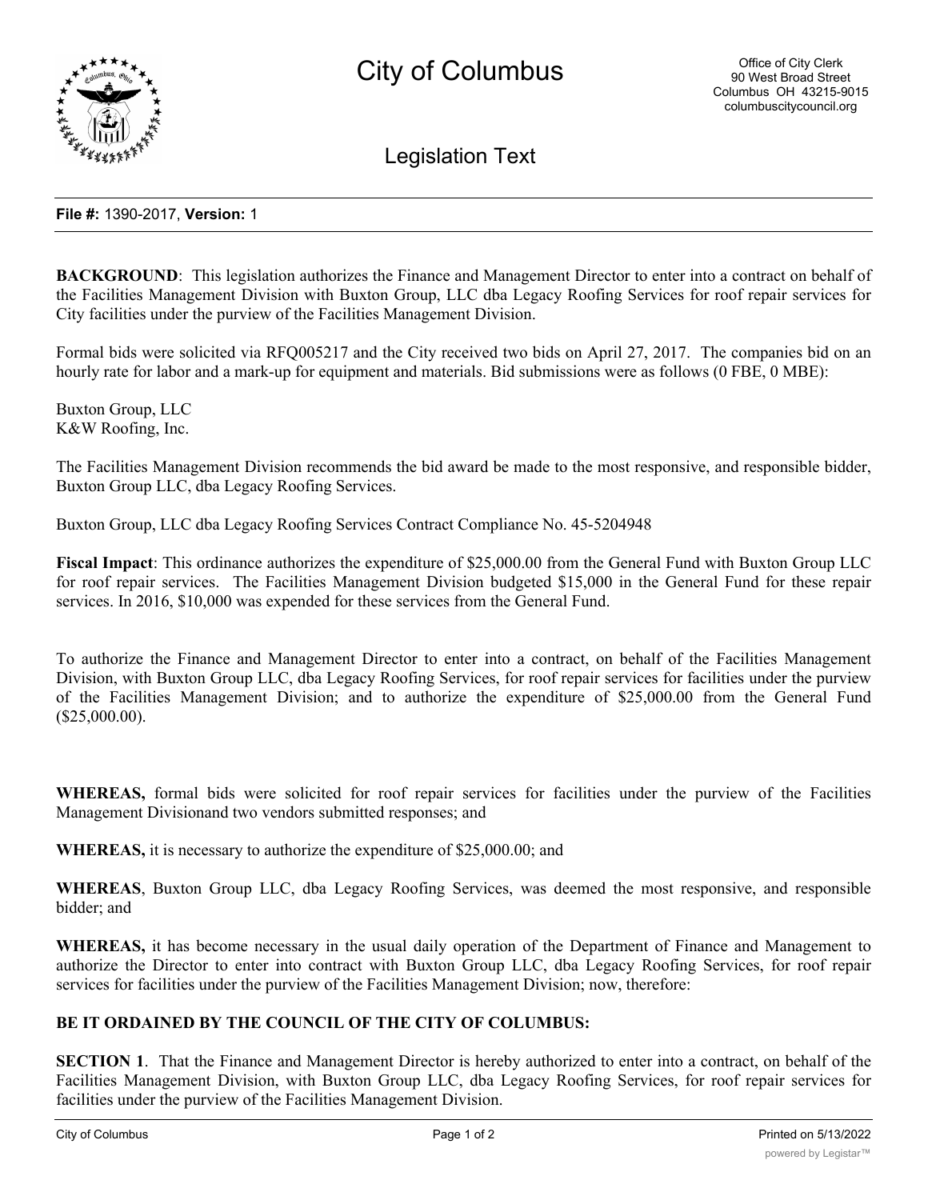# City of Columbus

Office of City Clerk
90 West Broad Street
Columbus OH 43215-9015
columbuscitycouncil.org

## Legislation Text

**File #:** 1390-2017, **Version:** 1

**BACKGROUND**: This legislation authorizes the Finance and Management Director to enter into a contract on behalf of the Facilities Management Division with Buxton Group, LLC dba Legacy Roofing Services for roof repair services for City facilities under the purview of the Facilities Management Division.

Formal bids were solicited via RFQ005217 and the City received two bids on April 27, 2017. The companies bid on an hourly rate for labor and a mark-up for equipment and materials. Bid submissions were as follows (0 FBE, 0 MBE):

Buxton Group, LLC
K&W Roofing, Inc.

The Facilities Management Division recommends the bid award be made to the most responsive, and responsible bidder, Buxton Group LLC, dba Legacy Roofing Services.

Buxton Group, LLC dba Legacy Roofing Services Contract Compliance No. 45-5204948

**Fiscal Impact**: This ordinance authorizes the expenditure of $25,000.00 from the General Fund with Buxton Group LLC for roof repair services. The Facilities Management Division budgeted $15,000 in the General Fund for these repair services. In 2016, $10,000 was expended for these services from the General Fund.

To authorize the Finance and Management Director to enter into a contract, on behalf of the Facilities Management Division, with Buxton Group LLC, dba Legacy Roofing Services, for roof repair services for facilities under the purview of the Facilities Management Division; and to authorize the expenditure of $25,000.00 from the General Fund ($25,000.00).

**WHEREAS,** formal bids were solicited for roof repair services for facilities under the purview of the Facilities Management Divisionand two vendors submitted responses; and

**WHEREAS,** it is necessary to authorize the expenditure of $25,000.00; and

**WHEREAS**, Buxton Group LLC, dba Legacy Roofing Services, was deemed the most responsive, and responsible bidder; and

**WHEREAS,** it has become necessary in the usual daily operation of the Department of Finance and Management to authorize the Director to enter into contract with Buxton Group LLC, dba Legacy Roofing Services, for roof repair services for facilities under the purview of the Facilities Management Division; now, therefore:

**BE IT ORDAINED BY THE COUNCIL OF THE CITY OF COLUMBUS:**

**SECTION 1**. That the Finance and Management Director is hereby authorized to enter into a contract, on behalf of the Facilities Management Division, with Buxton Group LLC, dba Legacy Roofing Services, for roof repair services for facilities under the purview of the Facilities Management Division.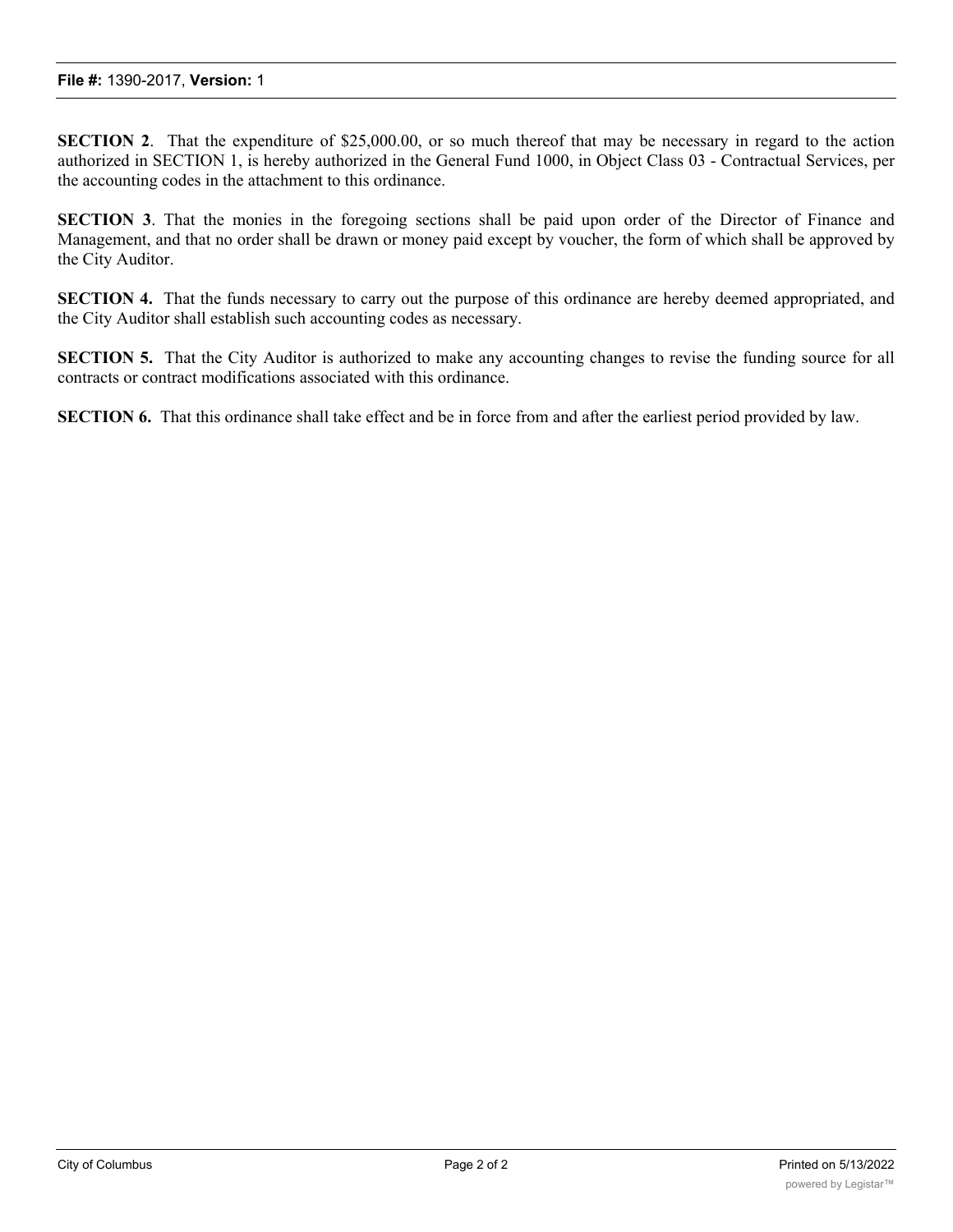**SECTION 2**. That the expenditure of $25,000.00, or so much thereof that may be necessary in regard to the action authorized in SECTION 1, is hereby authorized in the General Fund 1000, in Object Class 03 - Contractual Services, per the accounting codes in the attachment to this ordinance.

**SECTION 3**. That the monies in the foregoing sections shall be paid upon order of the Director of Finance and Management, and that no order shall be drawn or money paid except by voucher, the form of which shall be approved by the City Auditor.

**SECTION 4.** That the funds necessary to carry out the purpose of this ordinance are hereby deemed appropriated, and the City Auditor shall establish such accounting codes as necessary.

**SECTION 5.** That the City Auditor is authorized to make any accounting changes to revise the funding source for all contracts or contract modifications associated with this ordinance.

**SECTION 6.** That this ordinance shall take effect and be in force from and after the earliest period provided by law.